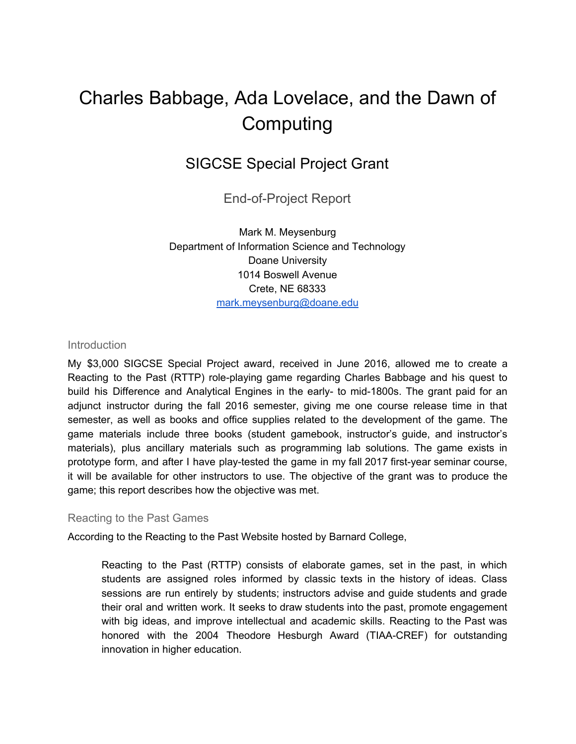# Charles Babbage, Ada Lovelace, and the Dawn of Computing

## SIGCSE Special Project Grant

### End-of-Project Report

Mark M. Meysenburg
Department of Information Science and Technology
Doane University
1014 Boswell Avenue
Crete, NE 68333
mark.meysenburg@doane.edu

### Introduction

My $3,000 SIGCSE Special Project award, received in June 2016, allowed me to create a Reacting to the Past (RTTP) role-playing game regarding Charles Babbage and his quest to build his Difference and Analytical Engines in the early- to mid-1800s. The grant paid for an adjunct instructor during the fall 2016 semester, giving me one course release time in that semester, as well as books and office supplies related to the development of the game. The game materials include three books (student gamebook, instructor's guide, and instructor's materials), plus ancillary materials such as programming lab solutions. The game exists in prototype form, and after I have play-tested the game in my fall 2017 first-year seminar course, it will be available for other instructors to use. The objective of the grant was to produce the game; this report describes how the objective was met.

### Reacting to the Past Games

According to the Reacting to the Past Website hosted by Barnard College,

> Reacting to the Past (RTTP) consists of elaborate games, set in the past, in which students are assigned roles informed by classic texts in the history of ideas. Class sessions are run entirely by students; instructors advise and guide students and grade their oral and written work. It seeks to draw students into the past, promote engagement with big ideas, and improve intellectual and academic skills. Reacting to the Past was honored with the 2004 Theodore Hesburgh Award (TIAA-CREF) for outstanding innovation in higher education.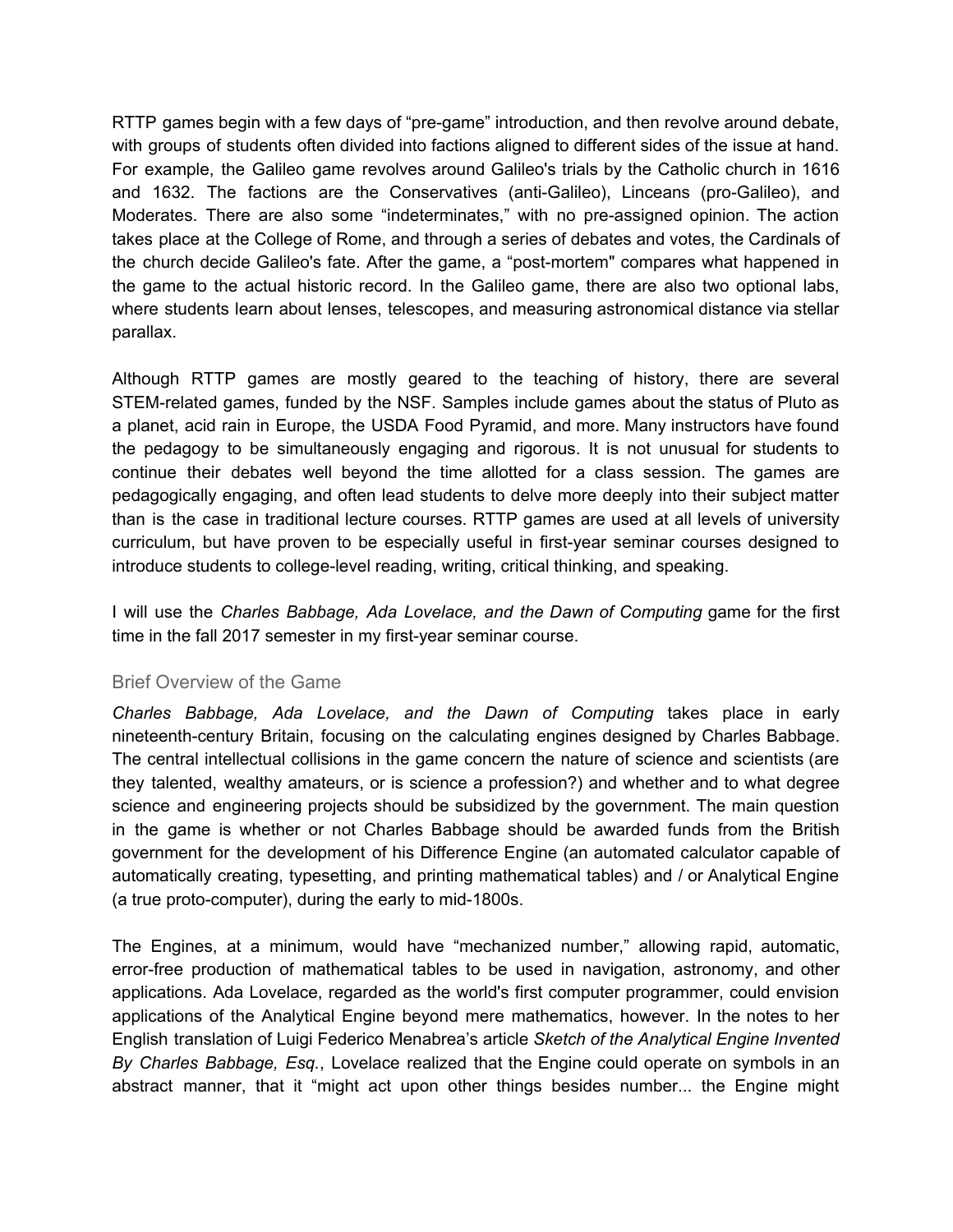RTTP games begin with a few days of “pre-game” introduction, and then revolve around debate, with groups of students often divided into factions aligned to different sides of the issue at hand. For example, the Galileo game revolves around Galileo's trials by the Catholic church in 1616 and 1632. The factions are the Conservatives (anti-Galileo), Linceans (pro-Galileo), and Moderates. There are also some “indeterminates,” with no pre-assigned opinion. The action takes place at the College of Rome, and through a series of debates and votes, the Cardinals of the church decide Galileo's fate. After the game, a “post-mortem" compares what happened in the game to the actual historic record. In the Galileo game, there are also two optional labs, where students learn about lenses, telescopes, and measuring astronomical distance via stellar parallax.

Although RTTP games are mostly geared to the teaching of history, there are several STEM-related games, funded by the NSF. Samples include games about the status of Pluto as a planet, acid rain in Europe, the USDA Food Pyramid, and more. Many instructors have found the pedagogy to be simultaneously engaging and rigorous. It is not unusual for students to continue their debates well beyond the time allotted for a class session. The games are pedagogically engaging, and often lead students to delve more deeply into their subject matter than is the case in traditional lecture courses. RTTP games are used at all levels of university curriculum, but have proven to be especially useful in first-year seminar courses designed to introduce students to college-level reading, writing, critical thinking, and speaking.

I will use the *Charles Babbage, Ada Lovelace, and the Dawn of Computing* game for the first time in the fall 2017 semester in my first-year seminar course.

## Brief Overview of the Game

*Charles Babbage, Ada Lovelace, and the Dawn of Computing* takes place in early nineteenth-century Britain, focusing on the calculating engines designed by Charles Babbage. The central intellectual collisions in the game concern the nature of science and scientists (are they talented, wealthy amateurs, or is science a profession?) and whether and to what degree science and engineering projects should be subsidized by the government. The main question in the game is whether or not Charles Babbage should be awarded funds from the British government for the development of his Difference Engine (an automated calculator capable of automatically creating, typesetting, and printing mathematical tables) and / or Analytical Engine (a true proto-computer), during the early to mid-1800s.

The Engines, at a minimum, would have “mechanized number,” allowing rapid, automatic, error-free production of mathematical tables to be used in navigation, astronomy, and other applications. Ada Lovelace, regarded as the world's first computer programmer, could envision applications of the Analytical Engine beyond mere mathematics, however. In the notes to her English translation of Luigi Federico Menabrea’s article *Sketch of the Analytical Engine Invented By Charles Babbage, Esq.*, Lovelace realized that the Engine could operate on symbols in an abstract manner, that it “might act upon other things besides number... the Engine might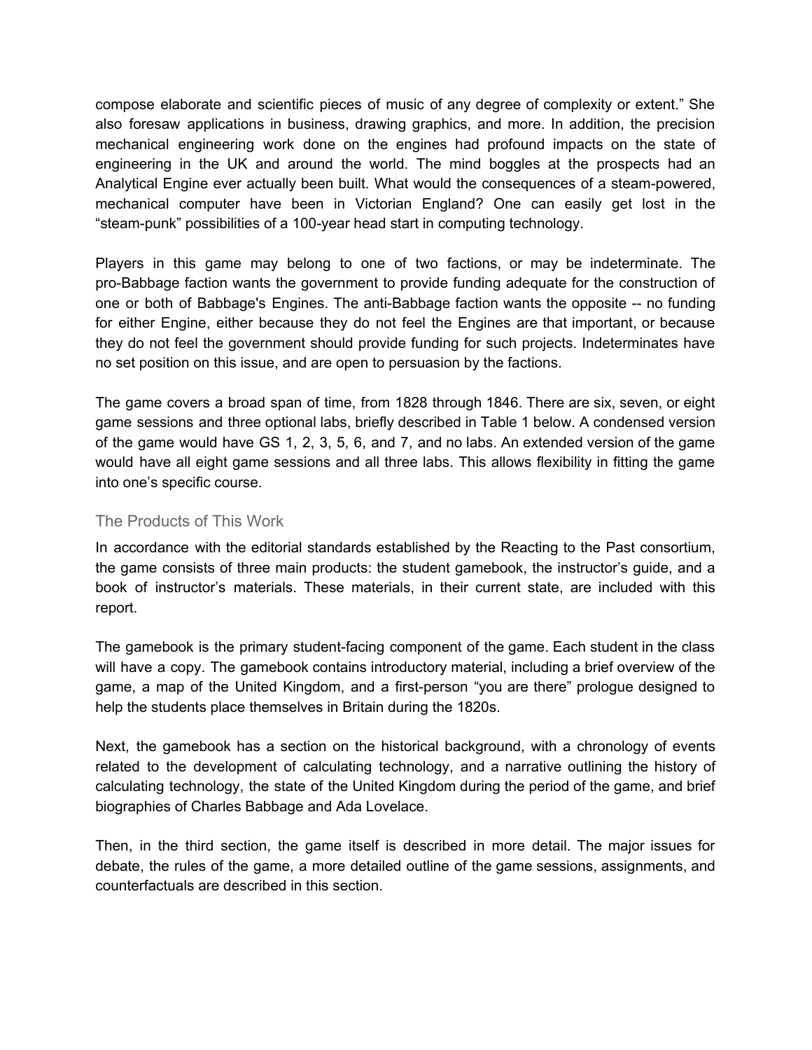compose elaborate and scientific pieces of music of any degree of complexity or extent." She also foresaw applications in business, drawing graphics, and more. In addition, the precision mechanical engineering work done on the engines had profound impacts on the state of engineering in the UK and around the world. The mind boggles at the prospects had an Analytical Engine ever actually been built. What would the consequences of a steam-powered, mechanical computer have been in Victorian England? One can easily get lost in the "steam-punk" possibilities of a 100-year head start in computing technology.

Players in this game may belong to one of two factions, or may be indeterminate. The pro-Babbage faction wants the government to provide funding adequate for the construction of one or both of Babbage's Engines. The anti-Babbage faction wants the opposite -- no funding for either Engine, either because they do not feel the Engines are that important, or because they do not feel the government should provide funding for such projects. Indeterminates have no set position on this issue, and are open to persuasion by the factions.

The game covers a broad span of time, from 1828 through 1846. There are six, seven, or eight game sessions and three optional labs, briefly described in Table 1 below. A condensed version of the game would have GS 1, 2, 3, 5, 6, and 7, and no labs. An extended version of the game would have all eight game sessions and all three labs. This allows flexibility in fitting the game into one's specific course.

## The Products of This Work

In accordance with the editorial standards established by the Reacting to the Past consortium, the game consists of three main products: the student gamebook, the instructor's guide, and a book of instructor's materials. These materials, in their current state, are included with this report.

The gamebook is the primary student-facing component of the game. Each student in the class will have a copy. The gamebook contains introductory material, including a brief overview of the game, a map of the United Kingdom, and a first-person "you are there" prologue designed to help the students place themselves in Britain during the 1820s.

Next, the gamebook has a section on the historical background, with a chronology of events related to the development of calculating technology, and a narrative outlining the history of calculating technology, the state of the United Kingdom during the period of the game, and brief biographies of Charles Babbage and Ada Lovelace.

Then, in the third section, the game itself is described in more detail. The major issues for debate, the rules of the game, a more detailed outline of the game sessions, assignments, and counterfactuals are described in this section.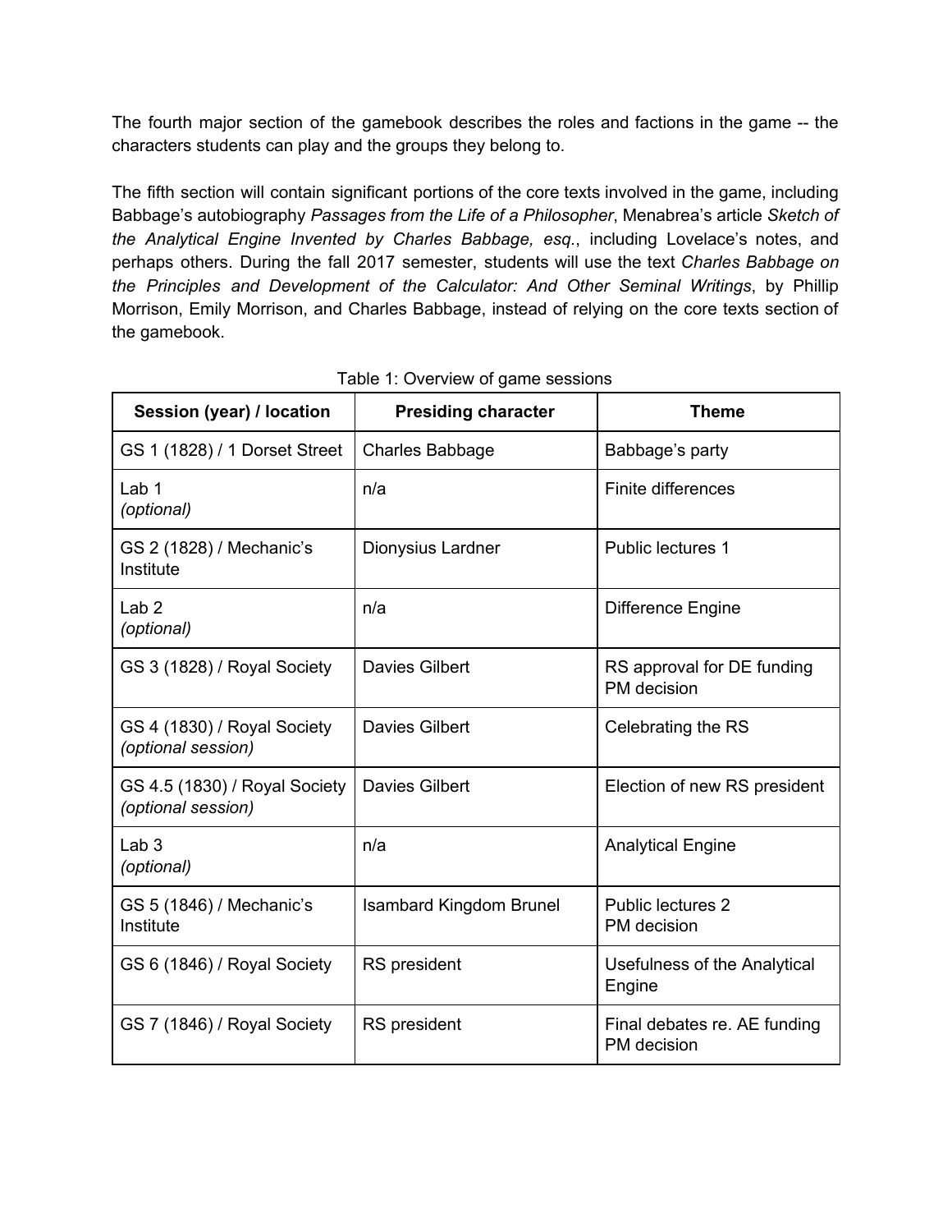The fourth major section of the gamebook describes the roles and factions in the game -- the characters students can play and the groups they belong to.

The fifth section will contain significant portions of the core texts involved in the game, including Babbage's autobiography *Passages from the Life of a Philosopher*, Menabrea's article *Sketch of the Analytical Engine Invented by Charles Babbage, esq.*, including Lovelace's notes, and perhaps others. During the fall 2017 semester, students will use the text *Charles Babbage on the Principles and Development of the Calculator: And Other Seminal Writings*, by Phillip Morrison, Emily Morrison, and Charles Babbage, instead of relying on the core texts section of the gamebook.

Table 1: Overview of game sessions

| Session (year) / location | Presiding character | Theme |
|---|---|---|
| GS 1 (1828) / 1 Dorset Street | Charles Babbage | Babbage's party |
| Lab 1 *(optional)* | n/a | Finite differences |
| GS 2 (1828) / Mechanic's Institute | Dionysius Lardner | Public lectures 1 |
| Lab 2 *(optional)* | n/a | Difference Engine |
| GS 3 (1828) / Royal Society | Davies Gilbert | RS approval for DE funding PM decision |
| GS 4 (1830) / Royal Society *(optional session)* | Davies Gilbert | Celebrating the RS |
| GS 4.5 (1830) / Royal Society *(optional session)* | Davies Gilbert | Election of new RS president |
| Lab 3 *(optional)* | n/a | Analytical Engine |
| GS 5 (1846) / Mechanic's Institute | Isambard Kingdom Brunel | Public lectures 2 PM decision |
| GS 6 (1846) / Royal Society | RS president | Usefulness of the Analytical Engine |
| GS 7 (1846) / Royal Society | RS president | Final debates re. AE funding PM decision |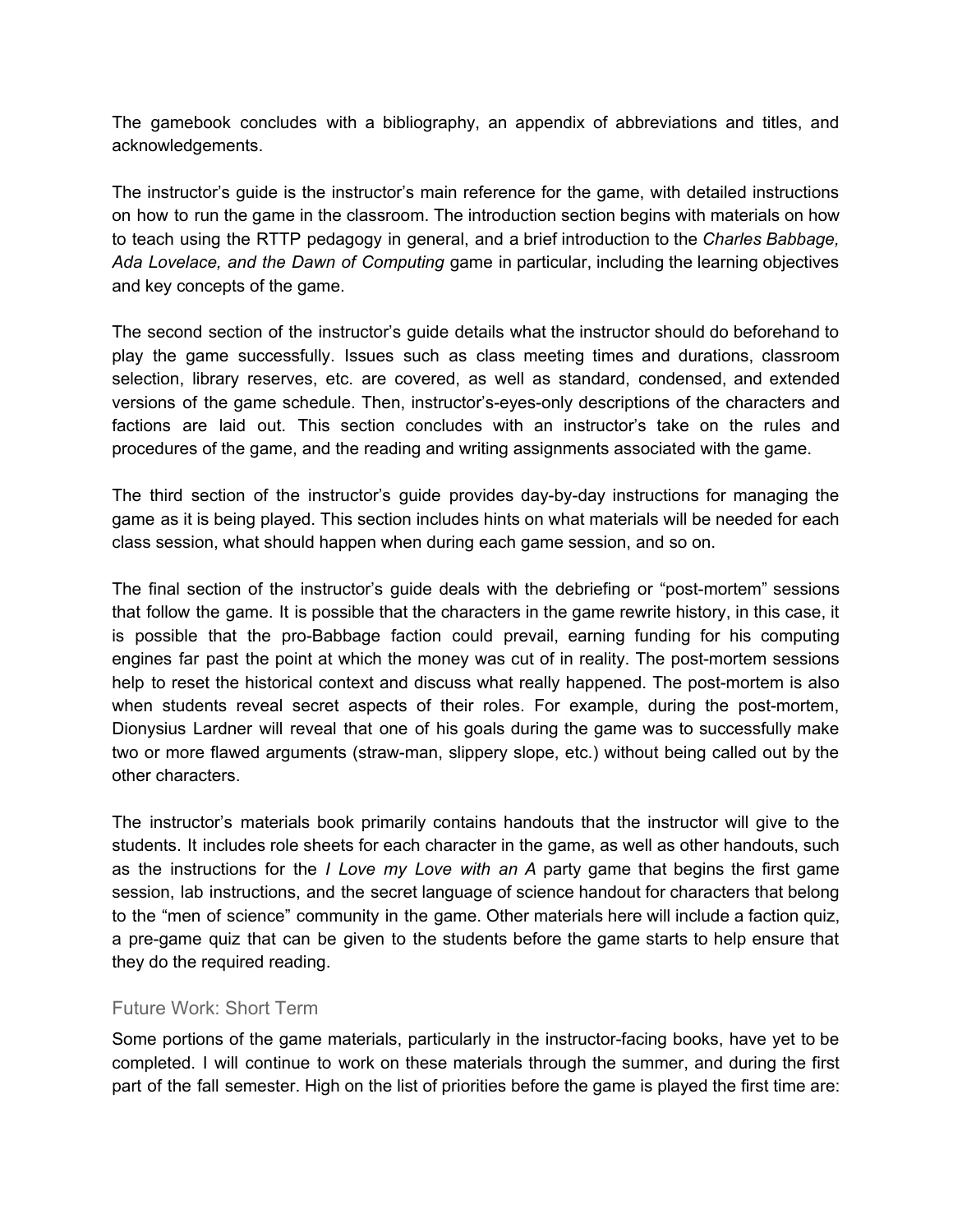The gamebook concludes with a bibliography, an appendix of abbreviations and titles, and acknowledgements.

The instructor's guide is the instructor's main reference for the game, with detailed instructions on how to run the game in the classroom. The introduction section begins with materials on how to teach using the RTTP pedagogy in general, and a brief introduction to the *Charles Babbage, Ada Lovelace, and the Dawn of Computing* game in particular, including the learning objectives and key concepts of the game.

The second section of the instructor's guide details what the instructor should do beforehand to play the game successfully. Issues such as class meeting times and durations, classroom selection, library reserves, etc. are covered, as well as standard, condensed, and extended versions of the game schedule. Then, instructor's-eyes-only descriptions of the characters and factions are laid out. This section concludes with an instructor's take on the rules and procedures of the game, and the reading and writing assignments associated with the game.

The third section of the instructor's guide provides day-by-day instructions for managing the game as it is being played. This section includes hints on what materials will be needed for each class session, what should happen when during each game session, and so on.

The final section of the instructor's guide deals with the debriefing or "post-mortem" sessions that follow the game. It is possible that the characters in the game rewrite history, in this case, it is possible that the pro-Babbage faction could prevail, earning funding for his computing engines far past the point at which the money was cut of in reality. The post-mortem sessions help to reset the historical context and discuss what really happened. The post-mortem is also when students reveal secret aspects of their roles. For example, during the post-mortem, Dionysius Lardner will reveal that one of his goals during the game was to successfully make two or more flawed arguments (straw-man, slippery slope, etc.) without being called out by the other characters.

The instructor's materials book primarily contains handouts that the instructor will give to the students. It includes role sheets for each character in the game, as well as other handouts, such as the instructions for the *I Love my Love with an A* party game that begins the first game session, lab instructions, and the secret language of science handout for characters that belong to the "men of science" community in the game. Other materials here will include a faction quiz, a pre-game quiz that can be given to the students before the game starts to help ensure that they do the required reading.

### Future Work: Short Term

Some portions of the game materials, particularly in the instructor-facing books, have yet to be completed. I will continue to work on these materials through the summer, and during the first part of the fall semester. High on the list of priorities before the game is played the first time are: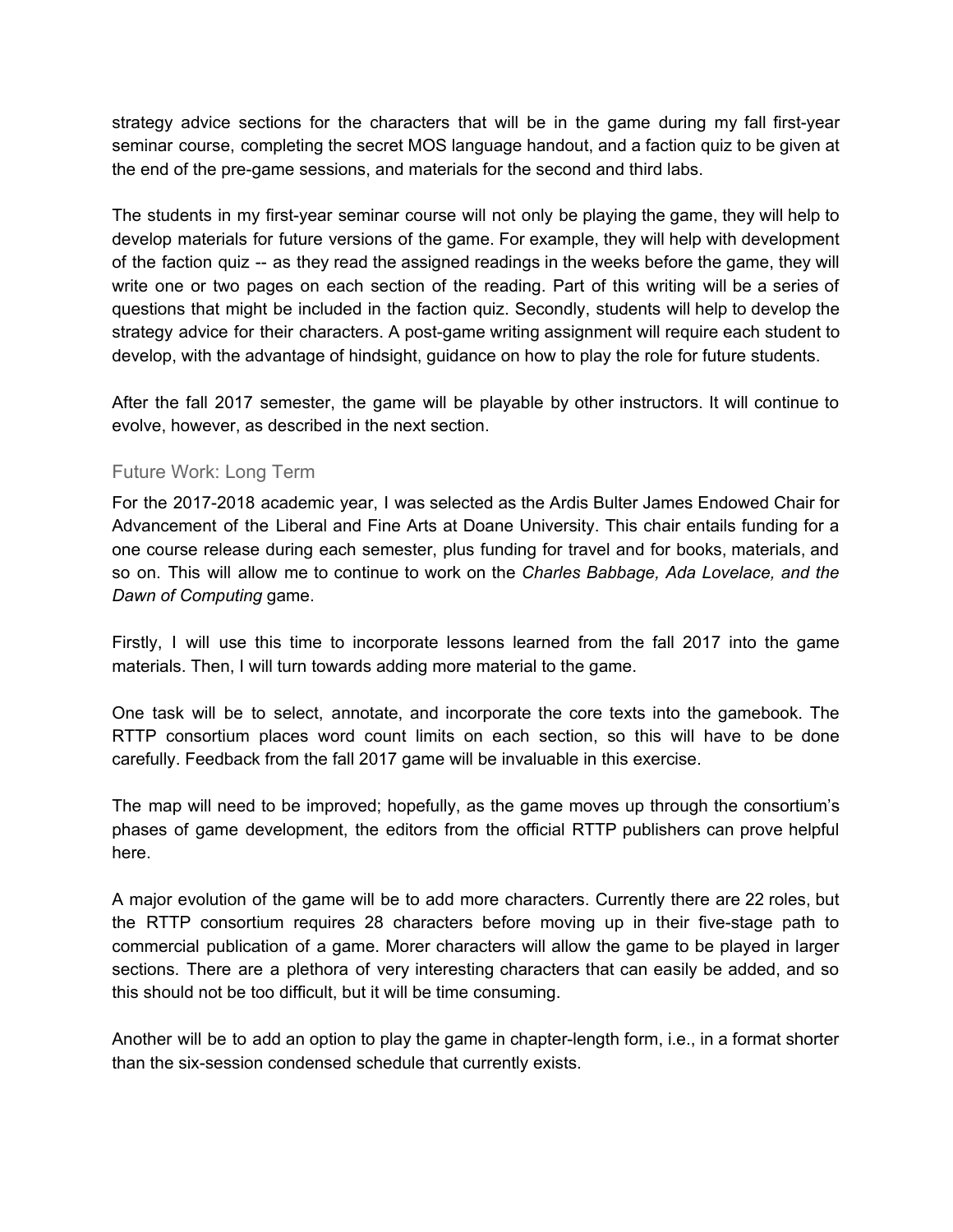strategy advice sections for the characters that will be in the game during my fall first-year seminar course, completing the secret MOS language handout, and a faction quiz to be given at the end of the pre-game sessions, and materials for the second and third labs.

The students in my first-year seminar course will not only be playing the game, they will help to develop materials for future versions of the game. For example, they will help with development of the faction quiz -- as they read the assigned readings in the weeks before the game, they will write one or two pages on each section of the reading. Part of this writing will be a series of questions that might be included in the faction quiz. Secondly, students will help to develop the strategy advice for their characters. A post-game writing assignment will require each student to develop, with the advantage of hindsight, guidance on how to play the role for future students.

After the fall 2017 semester, the game will be playable by other instructors. It will continue to evolve, however, as described in the next section.

### Future Work: Long Term

For the 2017-2018 academic year, I was selected as the Ardis Bulter James Endowed Chair for Advancement of the Liberal and Fine Arts at Doane University. This chair entails funding for a one course release during each semester, plus funding for travel and for books, materials, and so on. This will allow me to continue to work on the *Charles Babbage, Ada Lovelace, and the Dawn of Computing* game.

Firstly, I will use this time to incorporate lessons learned from the fall 2017 into the game materials. Then, I will turn towards adding more material to the game.

One task will be to select, annotate, and incorporate the core texts into the gamebook. The RTTP consortium places word count limits on each section, so this will have to be done carefully. Feedback from the fall 2017 game will be invaluable in this exercise.

The map will need to be improved; hopefully, as the game moves up through the consortium's phases of game development, the editors from the official RTTP publishers can prove helpful here.

A major evolution of the game will be to add more characters. Currently there are 22 roles, but the RTTP consortium requires 28 characters before moving up in their five-stage path to commercial publication of a game. Morer characters will allow the game to be played in larger sections. There are a plethora of very interesting characters that can easily be added, and so this should not be too difficult, but it will be time consuming.

Another will be to add an option to play the game in chapter-length form, i.e., in a format shorter than the six-session condensed schedule that currently exists.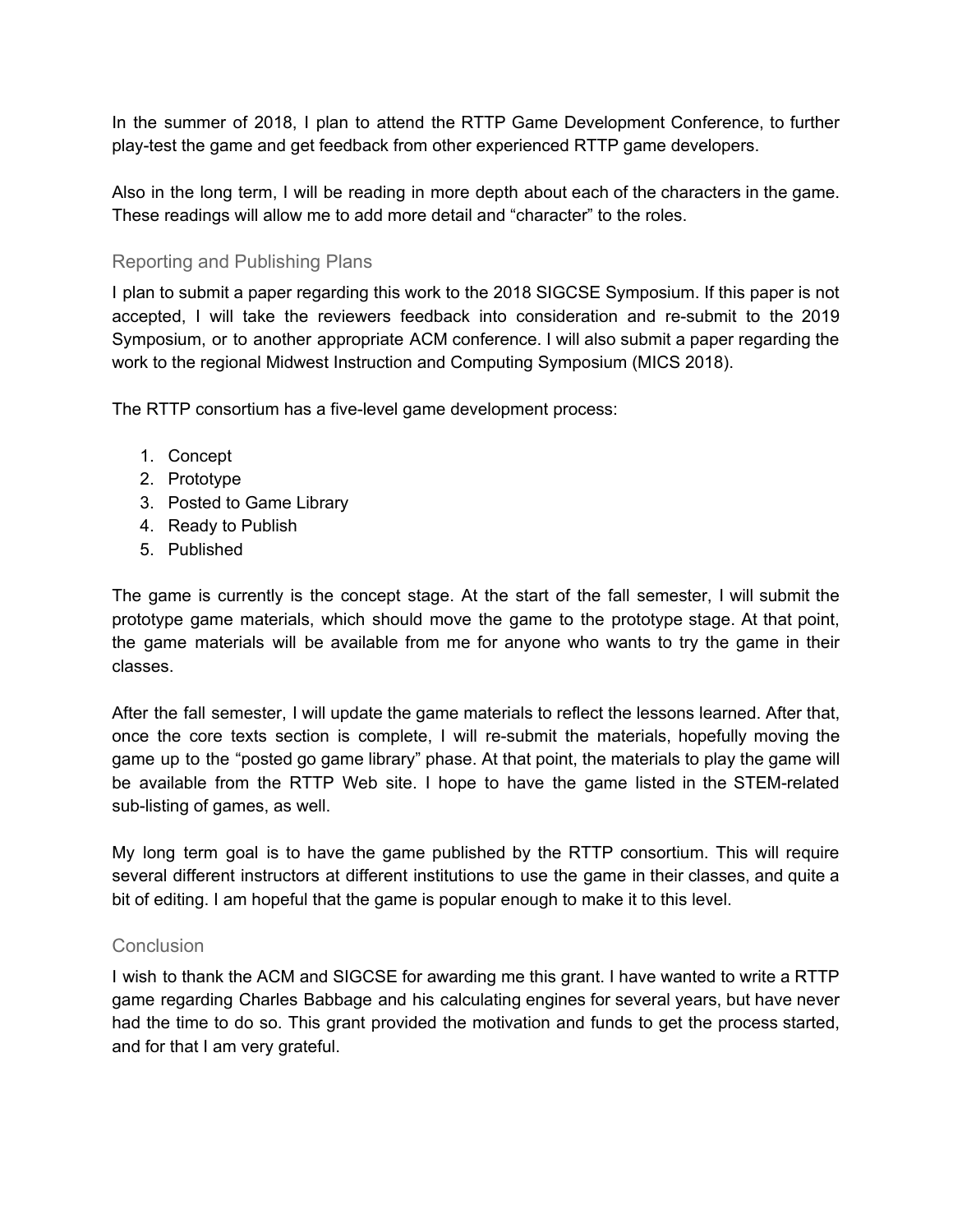In the summer of 2018, I plan to attend the RTTP Game Development Conference, to further play-test the game and get feedback from other experienced RTTP game developers.

Also in the long term, I will be reading in more depth about each of the characters in the game. These readings will allow me to add more detail and "character" to the roles.

## Reporting and Publishing Plans

I plan to submit a paper regarding this work to the 2018 SIGCSE Symposium. If this paper is not accepted, I will take the reviewers feedback into consideration and re-submit to the 2019 Symposium, or to another appropriate ACM conference. I will also submit a paper regarding the work to the regional Midwest Instruction and Computing Symposium (MICS 2018).

The RTTP consortium has a five-level game development process:

1. Concept
2. Prototype
3. Posted to Game Library
4. Ready to Publish
5. Published

The game is currently is the concept stage. At the start of the fall semester, I will submit the prototype game materials, which should move the game to the prototype stage. At that point, the game materials will be available from me for anyone who wants to try the game in their classes.

After the fall semester, I will update the game materials to reflect the lessons learned. After that, once the core texts section is complete, I will re-submit the materials, hopefully moving the game up to the "posted go game library" phase. At that point, the materials to play the game will be available from the RTTP Web site. I hope to have the game listed in the STEM-related sub-listing of games, as well.

My long term goal is to have the game published by the RTTP consortium. This will require several different instructors at different institutions to use the game in their classes, and quite a bit of editing. I am hopeful that the game is popular enough to make it to this level.

## Conclusion

I wish to thank the ACM and SIGCSE for awarding me this grant. I have wanted to write a RTTP game regarding Charles Babbage and his calculating engines for several years, but have never had the time to do so. This grant provided the motivation and funds to get the process started, and for that I am very grateful.